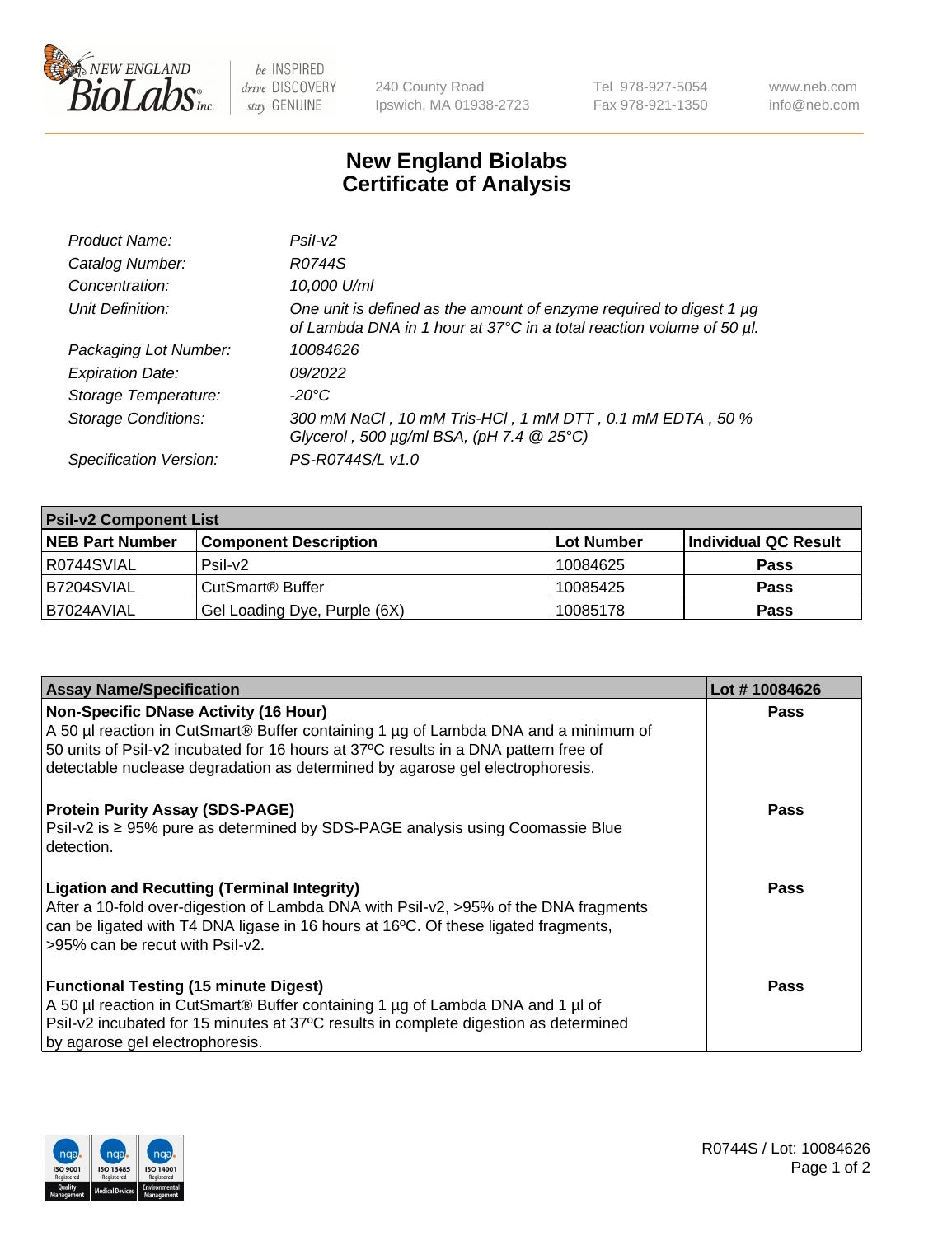# New England Biolabs
## Certificate of Analysis

| | |
|---|---|
| *Product Name:* | *PsiI-v2* |
| *Catalog Number:* | *R0744S* |
| *Concentration:* | *10,000 U/ml* |
| *Unit Definition:* | *One unit is defined as the amount of enzyme required to digest 1 µg of Lambda DNA in 1 hour at 37°C in a total reaction volume of 50 µl.* |
| *Packaging Lot Number:* | *10084626* |
| *Expiration Date:* | *09/2022* |
| *Storage Temperature:* | *-20°C* |
| *Storage Conditions:* | *300 mM NaCl , 10 mM Tris-HCl , 1 mM DTT , 0.1 mM EDTA , 50 % Glycerol , 500 µg/ml BSA, (pH 7.4 @ 25°C)* |
| *Specification Version:* | *PS-R0744S/L v1.0* |

| PsiI-v2 Component List | | | |
|---|---|---|---|
| **NEB Part Number** | **Component Description** | **Lot Number** | **Individual QC Result** |
| R0744SVIAL | PsiI-v2 | 10084625 | **Pass** |
| B7204SVIAL | CutSmart® Buffer | 10085425 | **Pass** |
| B7024AVIAL | Gel Loading Dye, Purple (6X) | 10085178 | **Pass** |

| Assay Name/Specification | Lot # 10084626 |
|---|---|
| **Non-Specific DNase Activity (16 Hour)**<br>A 50 µl reaction in CutSmart® Buffer containing 1 µg of Lambda DNA and a minimum of 50 units of PsiI-v2 incubated for 16 hours at 37ºC results in a DNA pattern free of detectable nuclease degradation as determined by agarose gel electrophoresis. | **Pass** |
| **Protein Purity Assay (SDS-PAGE)**<br>PsiI-v2 is ≥ 95% pure as determined by SDS-PAGE analysis using Coomassie Blue detection. | **Pass** |
| **Ligation and Recutting (Terminal Integrity)**<br>After a 10-fold over-digestion of Lambda DNA with PsiI-v2, >95% of the DNA fragments can be ligated with T4 DNA ligase in 16 hours at 16ºC. Of these ligated fragments, >95% can be recut with PsiI-v2. | **Pass** |
| **Functional Testing (15 minute Digest)**<br>A 50 µl reaction in CutSmart® Buffer containing 1 µg of Lambda DNA and 1 µl of PsiI-v2 incubated for 15 minutes at 37ºC results in complete digestion as determined by agarose gel electrophoresis. | **Pass** |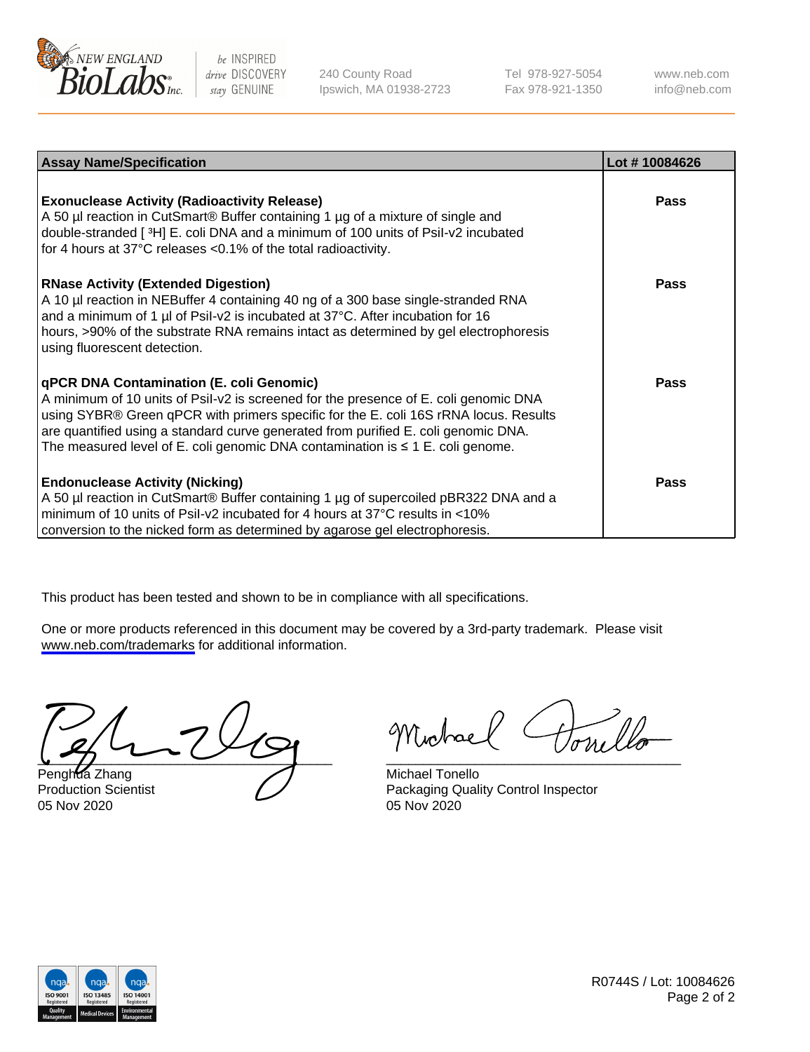| Assay Name/Specification | Lot # 10084626 |
|---|---|
| **Exonuclease Activity (Radioactivity Release)**<br>A 50 µl reaction in CutSmart® Buffer containing 1 µg of a mixture of single and double-stranded [ $^3$H] E. coli DNA and a minimum of 100 units of PsiI-v2 incubated for 4 hours at 37°C releases <0.1% of the total radioactivity. | **Pass** |
| **RNase Activity (Extended Digestion)**<br>A 10 µl reaction in NEBuffer 4 containing 40 ng of a 300 base single-stranded RNA and a minimum of 1 µl of PsiI-v2 is incubated at 37°C. After incubation for 16 hours, >90% of the substrate RNA remains intact as determined by gel electrophoresis using fluorescent detection. | **Pass** |
| **qPCR DNA Contamination (E. coli Genomic)**<br>A minimum of 10 units of PsiI-v2 is screened for the presence of E. coli genomic DNA using SYBR® Green qPCR with primers specific for the E. coli 16S rRNA locus. Results are quantified using a standard curve generated from purified E. coli genomic DNA. The measured level of E. coli genomic DNA contamination is ≤ 1 E. coli genome. | **Pass** |
| **Endonuclease Activity (Nicking)**<br>A 50 µl reaction in CutSmart® Buffer containing 1 µg of supercoiled pBR322 DNA and a minimum of 10 units of PsiI-v2 incubated for 4 hours at 37°C results in <10% conversion to the nicked form as determined by agarose gel electrophoresis. | **Pass** |

This product has been tested and shown to be in compliance with all specifications.

One or more products referenced in this document may be covered by a 3rd-party trademark. Please visit www.neb.com/trademarks for additional information.

Penghua Zhang
Production Scientist
05 Nov 2020

Michael Tonello
Packaging Quality Control Inspector
05 Nov 2020

R0744S / Lot: 10084626